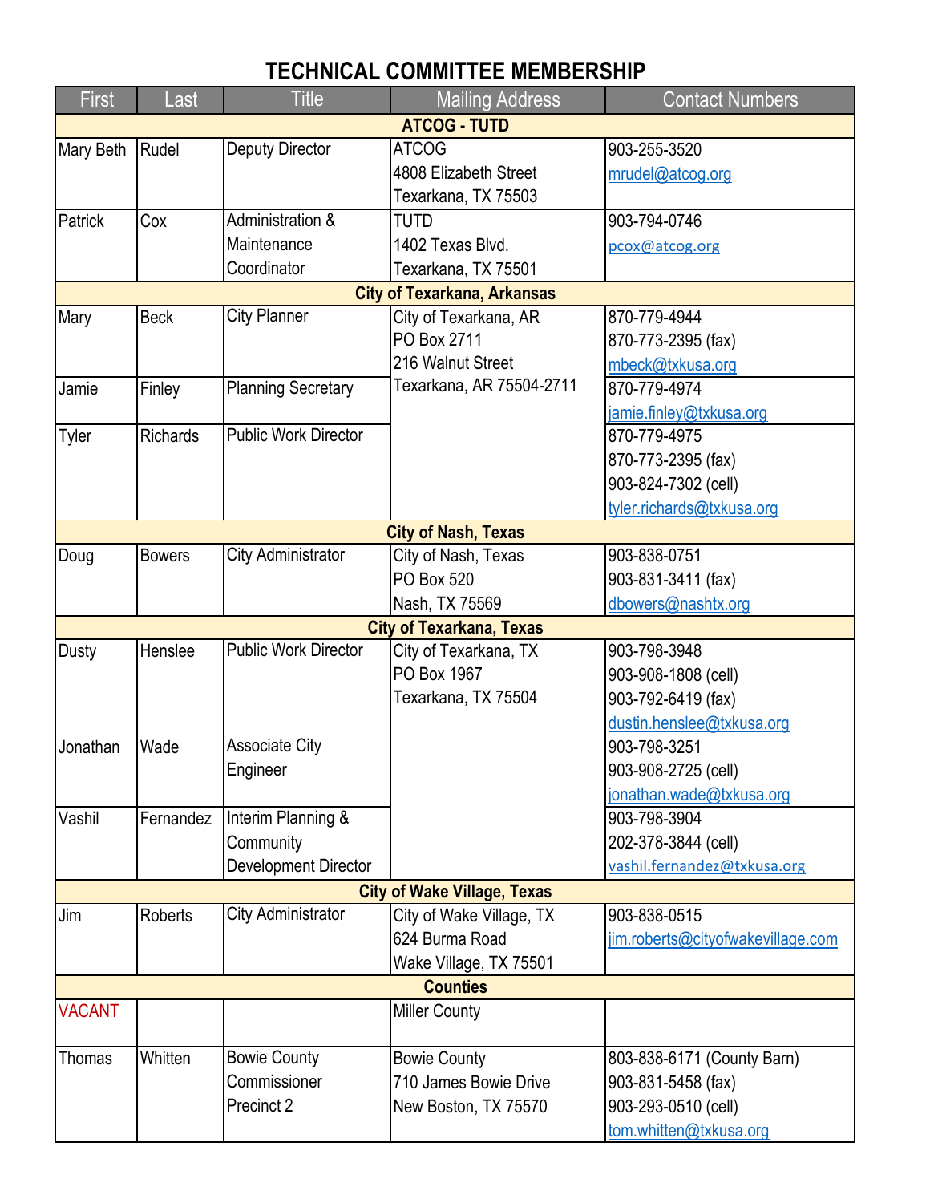# TECHNICAL COMMITTEE MEMBERSHIP

| First | Last | Title | Mailing Address | Contact Numbers |
|---|---|---|---|---|
| **ATCOG - TUTD** | | | | |
| Mary Beth | Rudel | Deputy Director | ATCOG<br>4808 Elizabeth Street<br>Texarkana, TX 75503 | 903-255-3520<br>mrudel@atcog.org |
| Patrick | Cox | Administration & Maintenance Coordinator | TUTD<br>1402 Texas Blvd.<br>Texarkana, TX 75501 | 903-794-0746<br>pcox@atcog.org |
| **City of Texarkana, Arkansas** | | | | |
| Mary | Beck | City Planner | City of Texarkana, AR<br>PO Box 2711<br>216 Walnut Street<br>Texarkana, AR 75504-2711 | 870-779-4944<br>870-773-2395 (fax)<br>mbeck@txkusa.org |
| Jamie | Finley | Planning Secretary | | 870-779-4974<br>jamie.finley@txkusa.org |
| Tyler | Richards | Public Work Director | | 870-779-4975<br>870-773-2395 (fax)<br>903-824-7302 (cell)<br>tyler.richards@txkusa.org |
| **City of Nash, Texas** | | | | |
| Doug | Bowers | City Administrator | City of Nash, Texas<br>PO Box 520<br>Nash, TX 75569 | 903-838-0751<br>903-831-3411 (fax)<br>dbowers@nashtx.org |
| **City of Texarkana, Texas** | | | | |
| Dusty | Henslee | Public Work Director | City of Texarkana, TX<br>PO Box 1967<br>Texarkana, TX 75504 | 903-798-3948<br>903-908-1808 (cell)<br>903-792-6419 (fax)<br>dustin.henslee@txkusa.org |
| Jonathan | Wade | Associate City Engineer | | 903-798-3251<br>903-908-2725 (cell)<br>jonathan.wade@txkusa.org |
| Vashil | Fernandez | Interim Planning & Community Development Director | | 903-798-3904<br>202-378-3844 (cell)<br>vashil.fernandez@txkusa.org |
| **City of Wake Village, Texas** | | | | |
| Jim | Roberts | City Administrator | City of Wake Village, TX<br>624 Burma Road<br>Wake Village, TX 75501 | 903-838-0515<br>jim.roberts@cityofwakevillage.com |
| **Counties** | | | | |
| VACANT | | | Miller County | |
| Thomas | Whitten | Bowie County Commissioner Precinct 2 | Bowie County<br>710 James Bowie Drive<br>New Boston, TX 75570 | 803-838-6171 (County Barn)<br>903-831-5458 (fax)<br>903-293-0510 (cell)<br>tom.whitten@txkusa.org |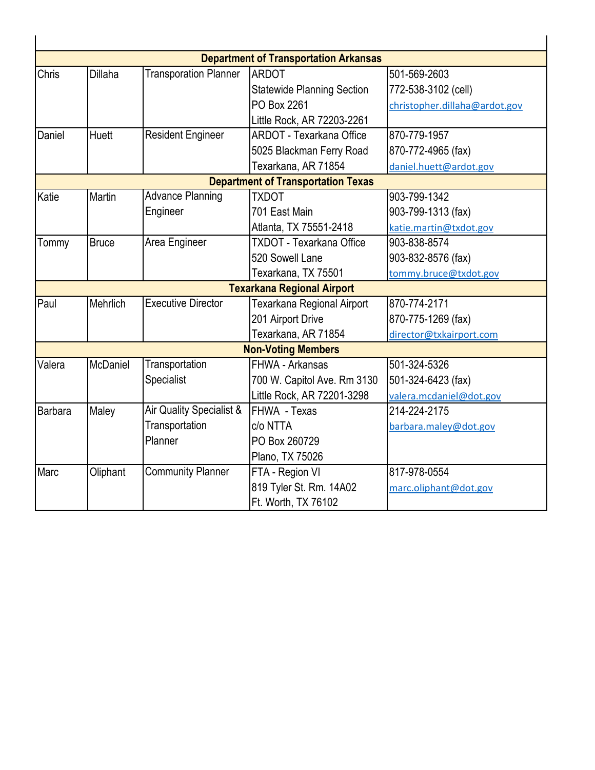| | | | | |
|---|---|---|---|---|
| **Department of Transportation Arkansas** | | | | |
| Chris | Dillaha | Transporation Planner | ARDOT<br>Statewide Planning Section<br>PO Box 2261<br>Little Rock, AR 72203-2261 | 501-569-2603<br>772-538-3102 (cell)<br>christopher.dillaha@ardot.gov |
| Daniel | Huett | Resident Engineer | ARDOT - Texarkana Office<br>5025 Blackman Ferry Road<br>Texarkana, AR 71854 | 870-779-1957<br>870-772-4965 (fax)<br>daniel.huett@ardot.gov |
| **Department of Transportation Texas** | | | | |
| Katie | Martin | Advance Planning Engineer | TXDOT<br>701 East Main<br>Atlanta, TX 75551-2418 | 903-799-1342<br>903-799-1313 (fax)<br>katie.martin@txdot.gov |
| Tommy | Bruce | Area Engineer | TXDOT - Texarkana Office<br>520 Sowell Lane<br>Texarkana, TX 75501 | 903-838-8574<br>903-832-8576 (fax)<br>tommy.bruce@txdot.gov |
| **Texarkana Regional Airport** | | | | |
| Paul | Mehrlich | Executive Director | Texarkana Regional Airport<br>201 Airport Drive<br>Texarkana, AR 71854 | 870-774-2171<br>870-775-1269 (fax)<br>director@txkairport.com |
| **Non-Voting Members** | | | | |
| Valera | McDaniel | Transportation Specialist | FHWA - Arkansas<br>700 W. Capitol Ave. Rm 3130<br>Little Rock, AR 72201-3298 | 501-324-5326<br>501-324-6423 (fax)<br>valera.mcdaniel@dot.gov |
| Barbara | Maley | Air Quality Specialist & Transportation Planner | FHWA - Texas<br>c/o NTTA<br>PO Box 260729<br>Plano, TX 75026 | 214-224-2175<br>barbara.maley@dot.gov |
| Marc | Oliphant | Community Planner | FTA - Region VI<br>819 Tyler St. Rm. 14A02<br>Ft. Worth, TX 76102 | 817-978-0554<br>marc.oliphant@dot.gov |